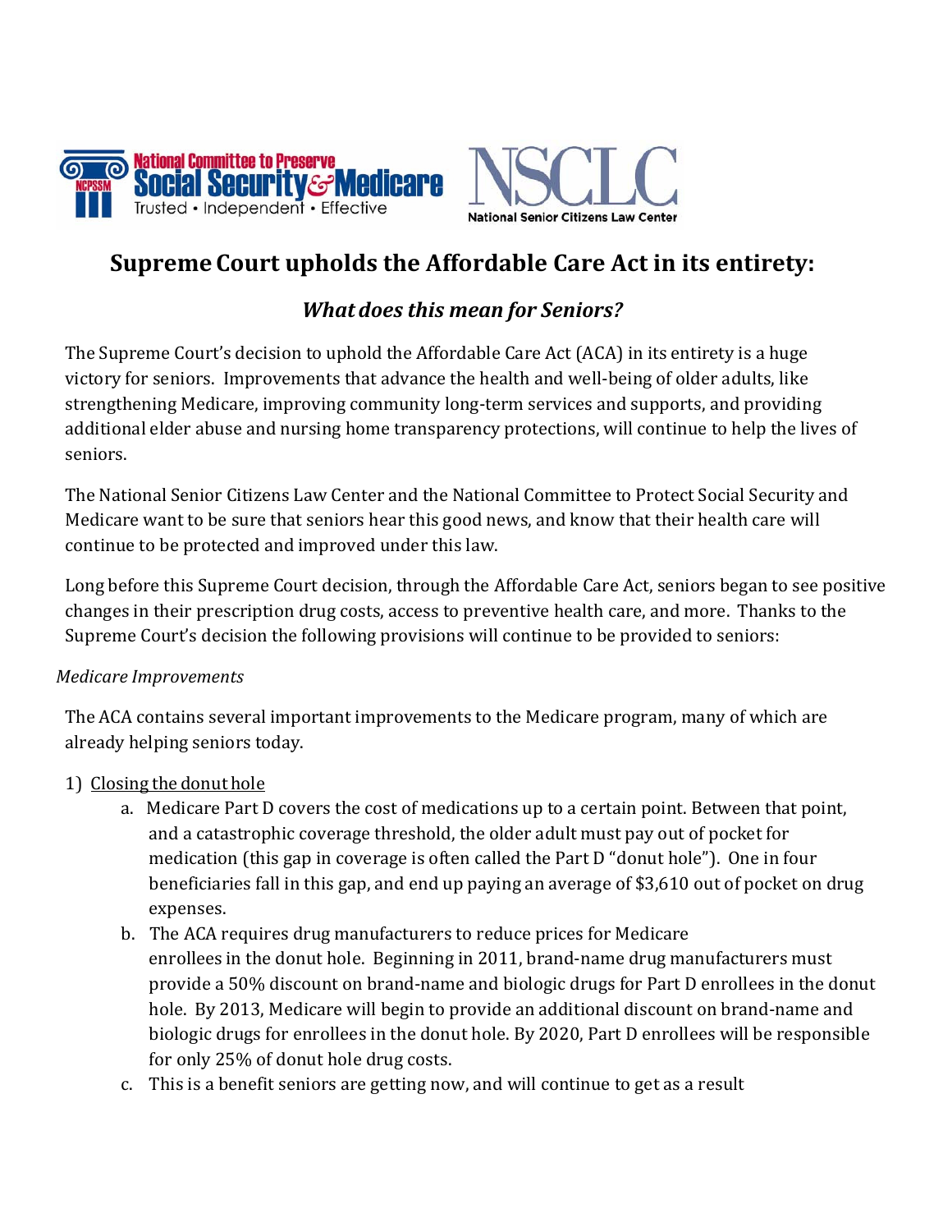# Supreme Court upholds the Affordable Care Act in its entirety:

## *What does this mean for Seniors?*

The Supreme Court's decision to uphold the Affordable Care Act (ACA) in its entirety is a huge victory for seniors. Improvements that advance the health and well-being of older adults, like strengthening Medicare, improving community long-term services and supports, and providing additional elder abuse and nursing home transparency protections, will continue to help the lives of seniors.

The National Senior Citizens Law Center and the National Committee to Protect Social Security and Medicare want to be sure that seniors hear this good news, and know that their health care will continue to be protected and improved under this law.

Long before this Supreme Court decision, through the Affordable Care Act, seniors began to see positive changes in their prescription drug costs, access to preventive health care, and more. Thanks to the Supreme Court's decision the following provisions will continue to be provided to seniors:

*Medicare Improvements*

The ACA contains several important improvements to the Medicare program, many of which are already helping seniors today.

1) Closing the donut hole
   a. Medicare Part D covers the cost of medications up to a certain point. Between that point, and a catastrophic coverage threshold, the older adult must pay out of pocket for medication (this gap in coverage is often called the Part D "donut hole"). One in four beneficiaries fall in this gap, and end up paying an average of $3,610 out of pocket on drug expenses.
   b. The ACA requires drug manufacturers to reduce prices for Medicare enrollees in the donut hole. Beginning in 2011, brand-name drug manufacturers must provide a 50% discount on brand-name and biologic drugs for Part D enrollees in the donut hole. By 2013, Medicare will begin to provide an additional discount on brand-name and biologic drugs for enrollees in the donut hole. By 2020, Part D enrollees will be responsible for only 25% of donut hole drug costs.
   c. This is a benefit seniors are getting now, and will continue to get as a result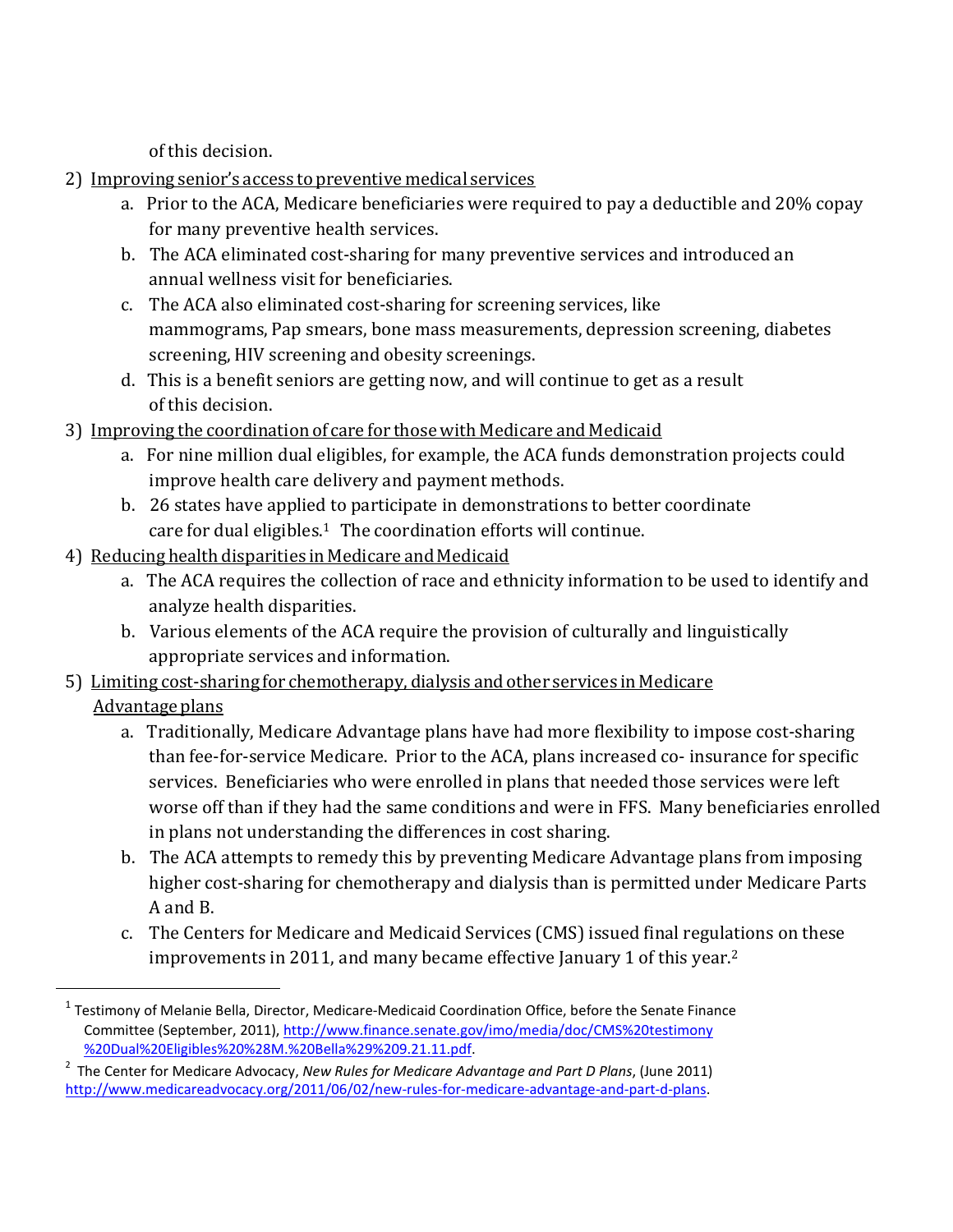of this decision.

2) <u>Improving senior's access to preventive medical services</u>
   a. Prior to the ACA, Medicare beneficiaries were required to pay a deductible and 20% copay for many preventive health services.
   b. The ACA eliminated cost-sharing for many preventive services and introduced an annual wellness visit for beneficiaries.
   c. The ACA also eliminated cost-sharing for screening services, like mammograms, Pap smears, bone mass measurements, depression screening, diabetes screening, HIV screening and obesity screenings.
   d. This is a benefit seniors are getting now, and will continue to get as a result of this decision.

3) <u>Improving the coordination of care for those with Medicare and Medicaid</u>
   a. For nine million dual eligibles, for example, the ACA funds demonstration projects could improve health care delivery and payment methods.
   b. 26 states have applied to participate in demonstrations to better coordinate care for dual eligibles.[1] The coordination efforts will continue.

4) <u>Reducing health disparities in Medicare and Medicaid</u>
   a. The ACA requires the collection of race and ethnicity information to be used to identify and analyze health disparities.
   b. Various elements of the ACA require the provision of culturally and linguistically appropriate services and information.

5) <u>Limiting cost-sharing for chemotherapy, dialysis and other services in Medicare Advantage plans</u>
   a. Traditionally, Medicare Advantage plans have had more flexibility to impose cost-sharing than fee-for-service Medicare. Prior to the ACA, plans increased co- insurance for specific services. Beneficiaries who were enrolled in plans that needed those services were left worse off than if they had the same conditions and were in FFS. Many beneficiaries enrolled in plans not understanding the differences in cost sharing.
   b. The ACA attempts to remedy this by preventing Medicare Advantage plans from imposing higher cost-sharing for chemotherapy and dialysis than is permitted under Medicare Parts A and B.
   c. The Centers for Medicare and Medicaid Services (CMS) issued final regulations on these improvements in 2011, and many became effective January 1 of this year.[2]

---

[1] Testimony of Melanie Bella, Director, Medicare-Medicaid Coordination Office, before the Senate Finance Committee (September, 2011), http://www.finance.senate.gov/imo/media/doc/CMS%20testimony%20Dual%20Eligibles%20%28M.%20Bella%29%209.21.11.pdf.

[2] The Center for Medicare Advocacy, *New Rules for Medicare Advantage and Part D Plans*, (June 2011) http://www.medicareadvocacy.org/2011/06/02/new-rules-for-medicare-advantage-and-part-d-plans.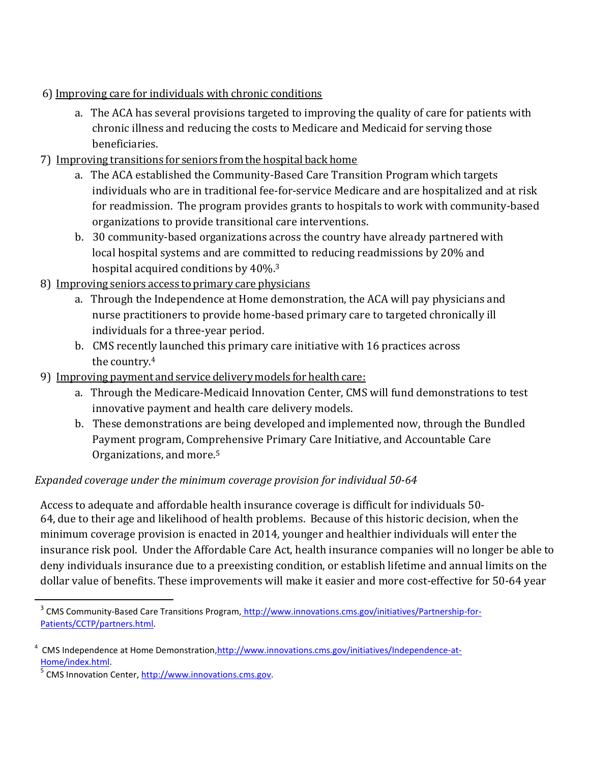6) Improving care for individuals with chronic conditions

   a. The ACA has several provisions targeted to improving the quality of care for patients with chronic illness and reducing the costs to Medicare and Medicaid for serving those beneficiaries.

7) Improving transitions for seniors from the hospital back home

   a. The ACA established the Community-Based Care Transition Program which targets individuals who are in traditional fee-for-service Medicare and are hospitalized and at risk for readmission. The program provides grants to hospitals to work with community-based organizations to provide transitional care interventions.

   b. 30 community-based organizations across the country have already partnered with local hospital systems and are committed to reducing readmissions by 20% and hospital acquired conditions by 40%.[3]

8) Improving seniors access to primary care physicians

   a. Through the Independence at Home demonstration, the ACA will pay physicians and nurse practitioners to provide home-based primary care to targeted chronically ill individuals for a three-year period.

   b. CMS recently launched this primary care initiative with 16 practices across the country.[4]

9) Improving payment and service delivery models for health care:

   a. Through the Medicare-Medicaid Innovation Center, CMS will fund demonstrations to test innovative payment and health care delivery models.

   b. These demonstrations are being developed and implemented now, through the Bundled Payment program, Comprehensive Primary Care Initiative, and Accountable Care Organizations, and more.[5]

*Expanded coverage under the minimum coverage provision for individual 50-64*

Access to adequate and affordable health insurance coverage is difficult for individuals 50-64, due to their age and likelihood of health problems. Because of this historic decision, when the minimum coverage provision is enacted in 2014, younger and healthier individuals will enter the insurance risk pool. Under the Affordable Care Act, health insurance companies will no longer be able to deny individuals insurance due to a preexisting condition, or establish lifetime and annual limits on the dollar value of benefits. These improvements will make it easier and more cost-effective for 50-64 year

---

[3] CMS Community-Based Care Transitions Program, http://www.innovations.cms.gov/initiatives/Partnership-for-Patients/CCTP/partners.html.

[4] CMS Independence at Home Demonstration, http://www.innovations.cms.gov/initiatives/Independence-at-Home/index.html.

[5] CMS Innovation Center, http://www.innovations.cms.gov.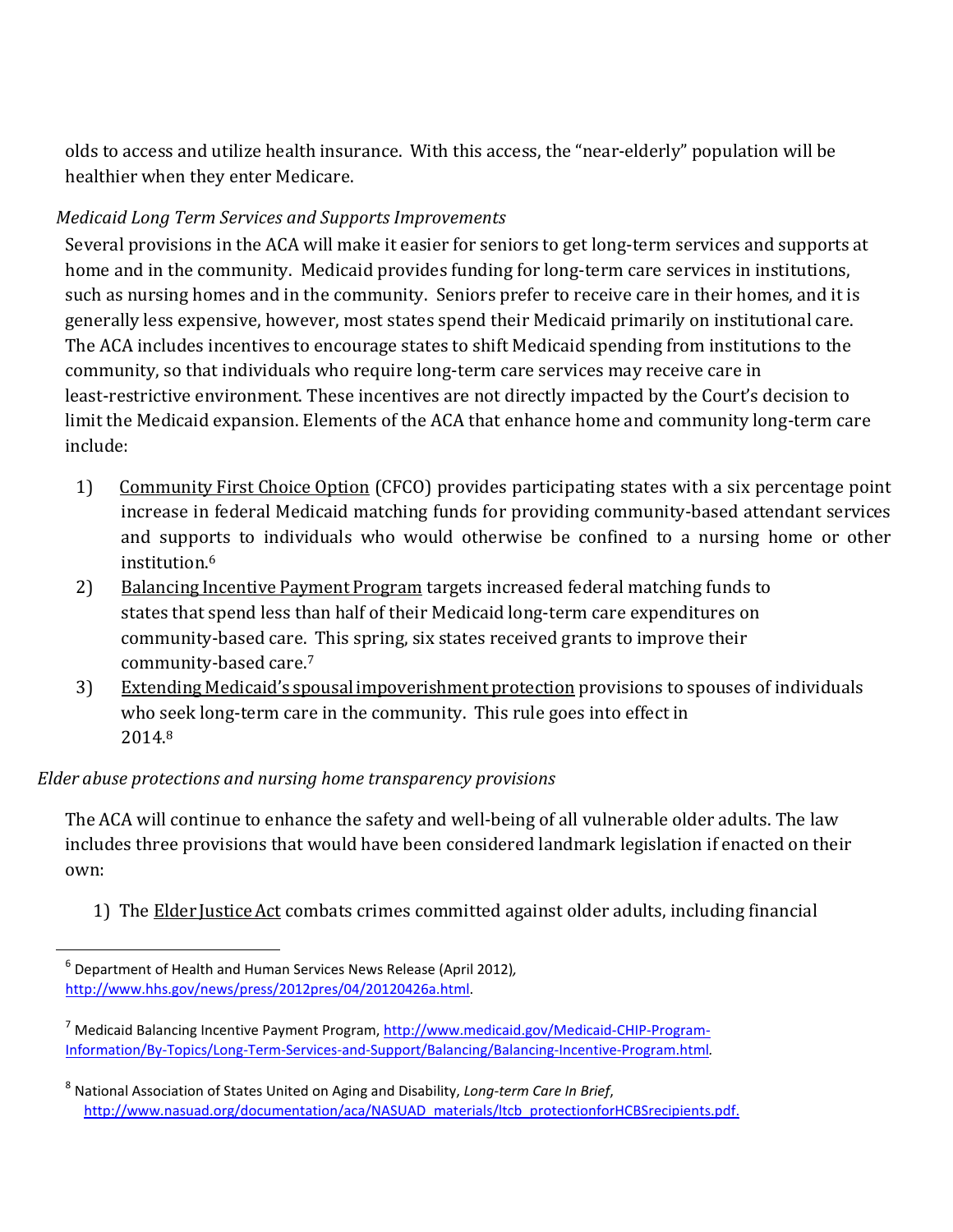olds to access and utilize health insurance. With this access, the "near-elderly" population will be healthier when they enter Medicare.

*Medicaid Long Term Services and Supports Improvements*

Several provisions in the ACA will make it easier for seniors to get long-term services and supports at home and in the community. Medicaid provides funding for long-term care services in institutions, such as nursing homes and in the community. Seniors prefer to receive care in their homes, and it is generally less expensive, however, most states spend their Medicaid primarily on institutional care. The ACA includes incentives to encourage states to shift Medicaid spending from institutions to the community, so that individuals who require long-term care services may receive care in least-restrictive environment. These incentives are not directly impacted by the Court's decision to limit the Medicaid expansion. Elements of the ACA that enhance home and community long-term care include:

1) Community First Choice Option (CFCO) provides participating states with a six percentage point increase in federal Medicaid matching funds for providing community-based attendant services and supports to individuals who would otherwise be confined to a nursing home or other institution.[6]
2) Balancing Incentive Payment Program targets increased federal matching funds to states that spend less than half of their Medicaid long-term care expenditures on community-based care. This spring, six states received grants to improve their community-based care.[7]
3) Extending Medicaid's spousal impoverishment protection provisions to spouses of individuals who seek long-term care in the community. This rule goes into effect in 2014.[8]

*Elder abuse protections and nursing home transparency provisions*

The ACA will continue to enhance the safety and well-being of all vulnerable older adults. The law includes three provisions that would have been considered landmark legislation if enacted on their own:

1) The Elder Justice Act combats crimes committed against older adults, including financial

---

[6] Department of Health and Human Services News Release (April 2012), http://www.hhs.gov/news/press/2012pres/04/20120426a.html.

[7] Medicaid Balancing Incentive Payment Program, http://www.medicaid.gov/Medicaid-CHIP-Program-Information/By-Topics/Long-Term-Services-and-Support/Balancing/Balancing-Incentive-Program.html.

[8] National Association of States United on Aging and Disability, *Long-term Care In Brief*, http://www.nasuad.org/documentation/aca/NASUAD_materials/ltcb_protectionforHCBSrecipients.pdf.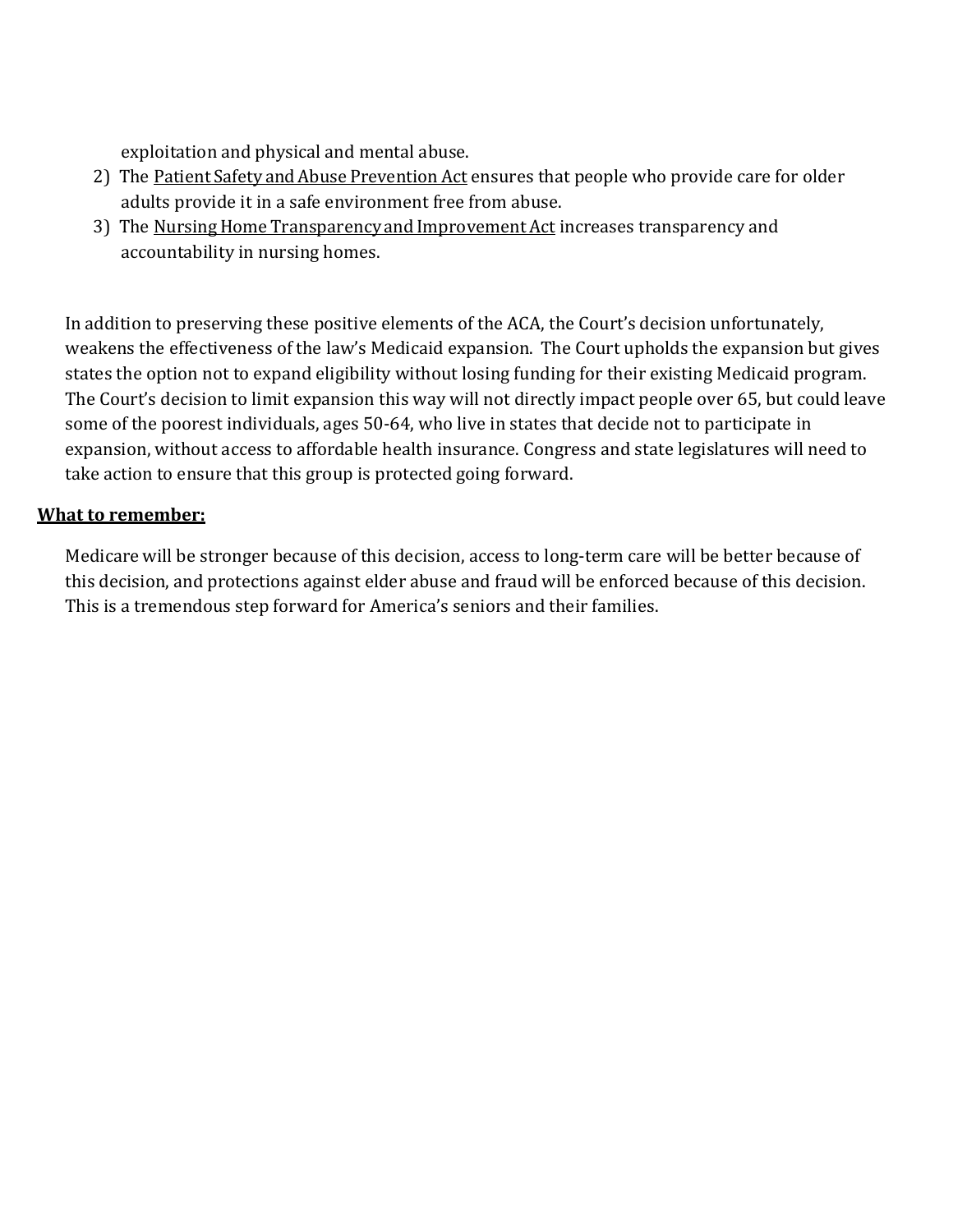exploitation and physical and mental abuse.

2) The Patient Safety and Abuse Prevention Act ensures that people who provide care for older adults provide it in a safe environment free from abuse.
3) The Nursing Home Transparency and Improvement Act increases transparency and accountability in nursing homes.

In addition to preserving these positive elements of the ACA, the Court's decision unfortunately, weakens the effectiveness of the law's Medicaid expansion. The Court upholds the expansion but gives states the option not to expand eligibility without losing funding for their existing Medicaid program. The Court's decision to limit expansion this way will not directly impact people over 65, but could leave some of the poorest individuals, ages 50-64, who live in states that decide not to participate in expansion, without access to affordable health insurance. Congress and state legislatures will need to take action to ensure that this group is protected going forward.

**What to remember:**

Medicare will be stronger because of this decision, access to long-term care will be better because of this decision, and protections against elder abuse and fraud will be enforced because of this decision. This is a tremendous step forward for America's seniors and their families.